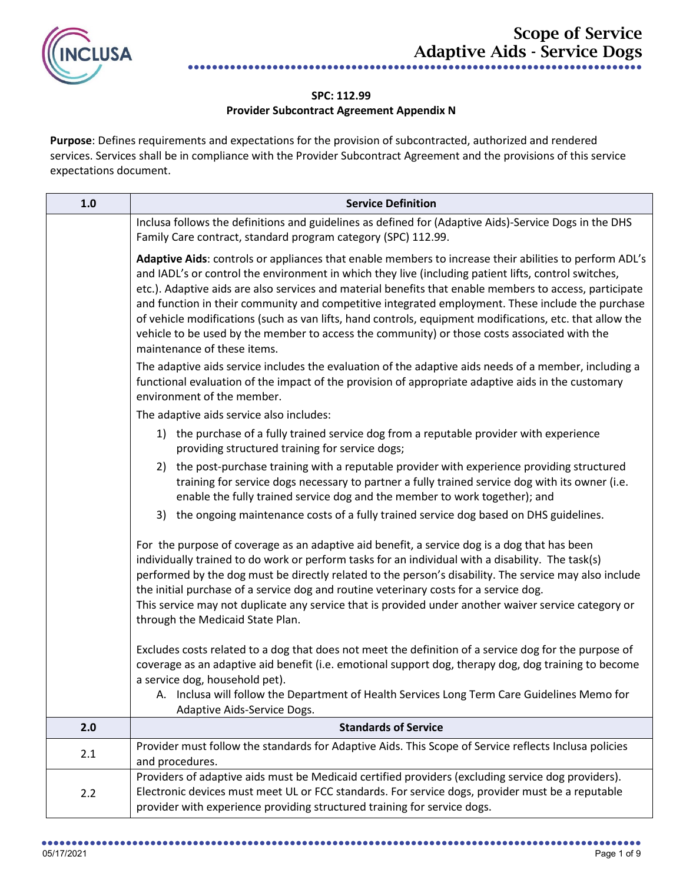# Scope of Service
## Adaptive Aids - Service Dogs

**SPC: 112.99**
**Provider Subcontract Agreement Appendix N**

**Purpose**: Defines requirements and expectations for the provision of subcontracted, authorized and rendered services. Services shall be in compliance with the Provider Subcontract Agreement and the provisions of this service expectations document.

| 1.0 | Service Definition |
|---|---|
| | Inclusa follows the definitions and guidelines as defined for (Adaptive Aids)-Service Dogs in the DHS Family Care contract, standard program category (SPC) 112.99.<br><br>**Adaptive Aids**: controls or appliances that enable members to increase their abilities to perform ADL's and IADL's or control the environment in which they live (including patient lifts, control switches, etc.). Adaptive aids are also services and material benefits that enable members to access, participate and function in their community and competitive integrated employment. These include the purchase of vehicle modifications (such as van lifts, hand controls, equipment modifications, etc. that allow the vehicle to be used by the member to access the community) or those costs associated with the maintenance of these items.<br>The adaptive aids service includes the evaluation of the adaptive aids needs of a member, including a functional evaluation of the impact of the provision of appropriate adaptive aids in the customary environment of the member.<br>The adaptive aids service also includes:<br>1) the purchase of a fully trained service dog from a reputable provider with experience providing structured training for service dogs;<br>2) the post-purchase training with a reputable provider with experience providing structured training for service dogs necessary to partner a fully trained service dog with its owner (i.e. enable the fully trained service dog and the member to work together); and<br>3) the ongoing maintenance costs of a fully trained service dog based on DHS guidelines.<br><br>For the purpose of coverage as an adaptive aid benefit, a service dog is a dog that has been individually trained to do work or perform tasks for an individual with a disability. The task(s) performed by the dog must be directly related to the person's disability. The service may also include the initial purchase of a service dog and routine veterinary costs for a service dog.<br>This service may not duplicate any service that is provided under another waiver service category or through the Medicaid State Plan.<br><br>Excludes costs related to a dog that does not meet the definition of a service dog for the purpose of coverage as an adaptive aid benefit (i.e. emotional support dog, therapy dog, dog training to become a service dog, household pet).<br>A. Inclusa will follow the Department of Health Services Long Term Care Guidelines Memo for Adaptive Aids-Service Dogs. |
| **2.0** | **Standards of Service** |
| 2.1 | Provider must follow the standards for Adaptive Aids. This Scope of Service reflects Inclusa policies and procedures. |
| 2.2 | Providers of adaptive aids must be Medicaid certified providers (excluding service dog providers). Electronic devices must meet UL or FCC standards. For service dogs, provider must be a reputable provider with experience providing structured training for service dogs. |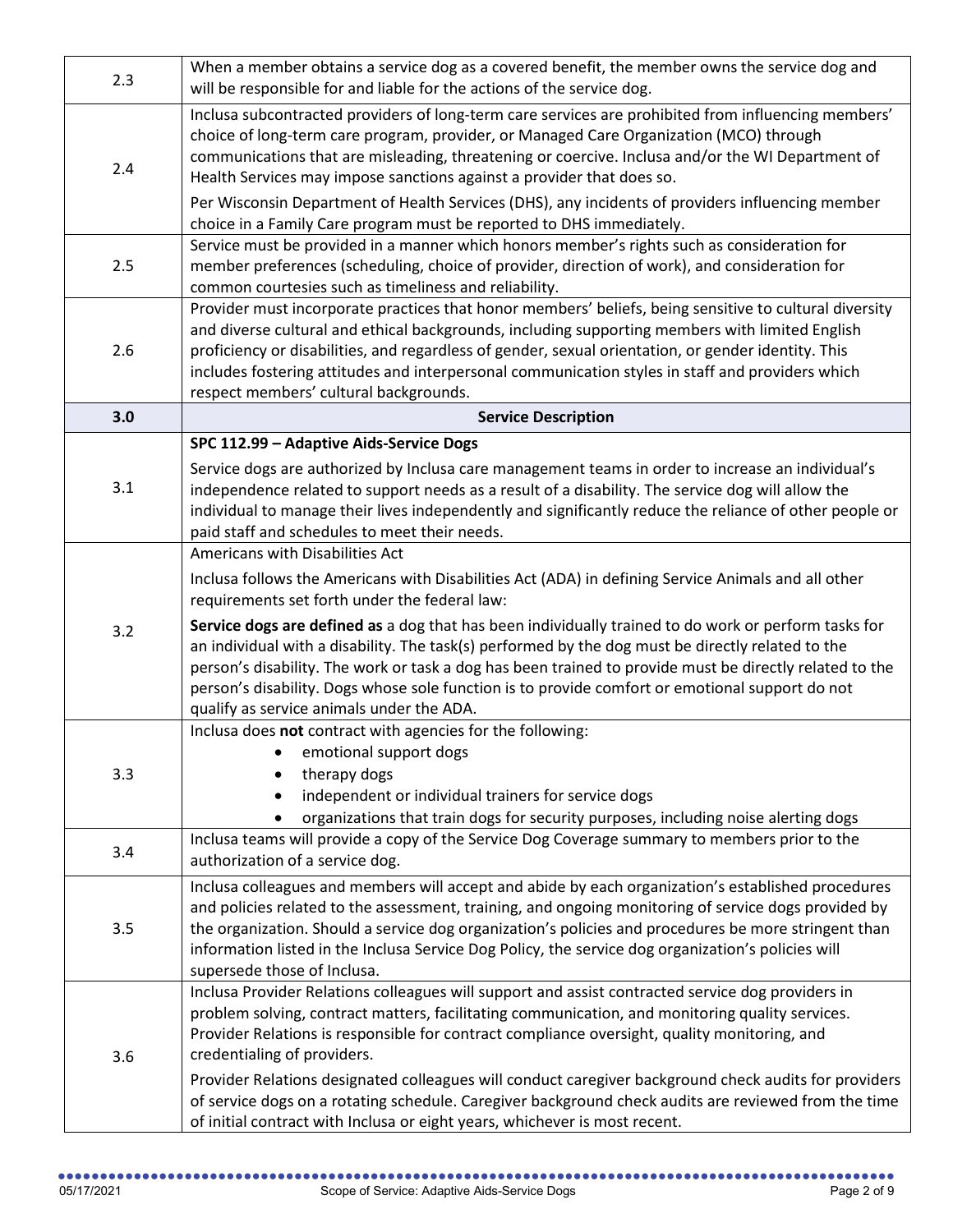| 2.3 | When a member obtains a service dog as a covered benefit, the member owns the service dog and will be responsible for and liable for the actions of the service dog. |
|---|---|
| 2.4 | Inclusa subcontracted providers of long-term care services are prohibited from influencing members' choice of long-term care program, provider, or Managed Care Organization (MCO) through communications that are misleading, threatening or coercive. Inclusa and/or the WI Department of Health Services may impose sanctions against a provider that does so.<br><br>Per Wisconsin Department of Health Services (DHS), any incidents of providers influencing member choice in a Family Care program must be reported to DHS immediately. |
| 2.5 | Service must be provided in a manner which honors member's rights such as consideration for member preferences (scheduling, choice of provider, direction of work), and consideration for common courtesies such as timeliness and reliability. |
| 2.6 | Provider must incorporate practices that honor members' beliefs, being sensitive to cultural diversity and diverse cultural and ethical backgrounds, including supporting members with limited English proficiency or disabilities, and regardless of gender, sexual orientation, or gender identity. This includes fostering attitudes and interpersonal communication styles in staff and providers which respect members' cultural backgrounds. |
| **3.0** | **Service Description** |
| 3.1 | **SPC 112.99 – Adaptive Aids-Service Dogs**<br><br>Service dogs are authorized by Inclusa care management teams in order to increase an individual's independence related to support needs as a result of a disability. The service dog will allow the individual to manage their lives independently and significantly reduce the reliance of other people or paid staff and schedules to meet their needs. |
| 3.2 | Americans with Disabilities Act<br><br>Inclusa follows the Americans with Disabilities Act (ADA) in defining Service Animals and all other requirements set forth under the federal law:<br><br>**Service dogs are defined as** a dog that has been individually trained to do work or perform tasks for an individual with a disability. The task(s) performed by the dog must be directly related to the person's disability. The work or task a dog has been trained to provide must be directly related to the person's disability. Dogs whose sole function is to provide comfort or emotional support do not qualify as service animals under the ADA. |
| 3.3 | Inclusa does **not** contract with agencies for the following:<br>• emotional support dogs<br>• therapy dogs<br>• independent or individual trainers for service dogs<br>• organizations that train dogs for security purposes, including noise alerting dogs |
| 3.4 | Inclusa teams will provide a copy of the Service Dog Coverage summary to members prior to the authorization of a service dog. |
| 3.5 | Inclusa colleagues and members will accept and abide by each organization's established procedures and policies related to the assessment, training, and ongoing monitoring of service dogs provided by the organization. Should a service dog organization's policies and procedures be more stringent than information listed in the Inclusa Service Dog Policy, the service dog organization's policies will supersede those of Inclusa. |
| 3.6 | Inclusa Provider Relations colleagues will support and assist contracted service dog providers in problem solving, contract matters, facilitating communication, and monitoring quality services. Provider Relations is responsible for contract compliance oversight, quality monitoring, and credentialing of providers.<br><br>Provider Relations designated colleagues will conduct caregiver background check audits for providers of service dogs on a rotating schedule. Caregiver background check audits are reviewed from the time of initial contract with Inclusa or eight years, whichever is most recent. |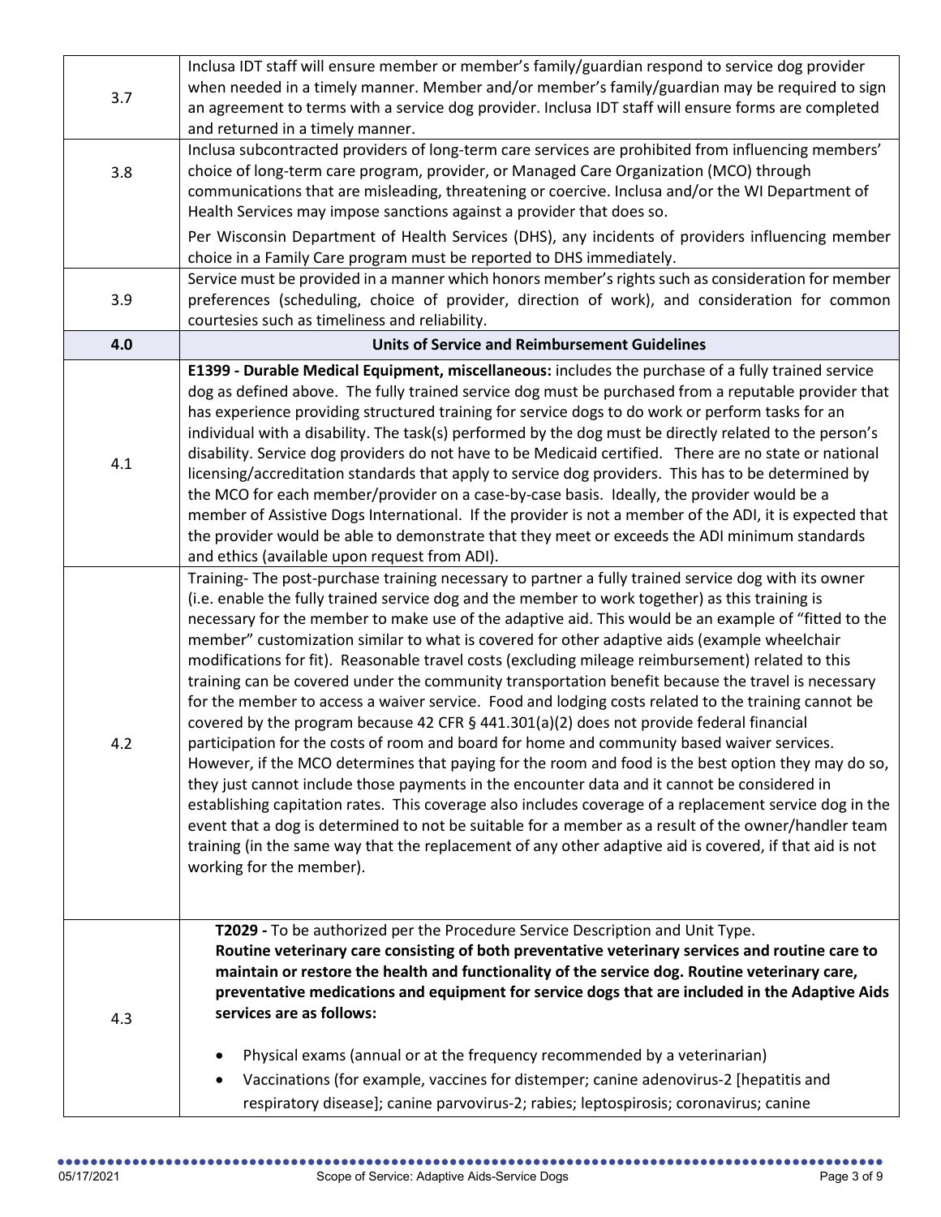| | |
|---|---|
| 3.7 | Inclusa IDT staff will ensure member or member's family/guardian respond to service dog provider when needed in a timely manner. Member and/or member's family/guardian may be required to sign an agreement to terms with a service dog provider. Inclusa IDT staff will ensure forms are completed and returned in a timely manner. |
| 3.8 | Inclusa subcontracted providers of long-term care services are prohibited from influencing members' choice of long-term care program, provider, or Managed Care Organization (MCO) through communications that are misleading, threatening or coercive. Inclusa and/or the WI Department of Health Services may impose sanctions against a provider that does so.<br><br>Per Wisconsin Department of Health Services (DHS), any incidents of providers influencing member choice in a Family Care program must be reported to DHS immediately. |
| 3.9 | Service must be provided in a manner which honors member's rights such as consideration for member preferences (scheduling, choice of provider, direction of work), and consideration for common courtesies such as timeliness and reliability. |
| **4.0** | **Units of Service and Reimbursement Guidelines** |
| 4.1 | **E1399 - Durable Medical Equipment, miscellaneous:** includes the purchase of a fully trained service dog as defined above. The fully trained service dog must be purchased from a reputable provider that has experience providing structured training for service dogs to do work or perform tasks for an individual with a disability. The task(s) performed by the dog must be directly related to the person's disability. Service dog providers do not have to be Medicaid certified. There are no state or national licensing/accreditation standards that apply to service dog providers. This has to be determined by the MCO for each member/provider on a case-by-case basis. Ideally, the provider would be a member of Assistive Dogs International. If the provider is not a member of the ADI, it is expected that the provider would be able to demonstrate that they meet or exceeds the ADI minimum standards and ethics (available upon request from ADI). |
| 4.2 | Training- The post-purchase training necessary to partner a fully trained service dog with its owner (i.e. enable the fully trained service dog and the member to work together) as this training is necessary for the member to make use of the adaptive aid. This would be an example of "fitted to the member" customization similar to what is covered for other adaptive aids (example wheelchair modifications for fit). Reasonable travel costs (excluding mileage reimbursement) related to this training can be covered under the community transportation benefit because the travel is necessary for the member to access a waiver service. Food and lodging costs related to the training cannot be covered by the program because 42 CFR § 441.301(a)(2) does not provide federal financial participation for the costs of room and board for home and community based waiver services. However, if the MCO determines that paying for the room and food is the best option they may do so, they just cannot include those payments in the encounter data and it cannot be considered in establishing capitation rates. This coverage also includes coverage of a replacement service dog in the event that a dog is determined to not be suitable for a member as a result of the owner/handler team training (in the same way that the replacement of any other adaptive aid is covered, if that aid is not working for the member). |
| 4.3 | **T2029 -** To be authorized per the Procedure Service Description and Unit Type.<br>**Routine veterinary care consisting of both preventative veterinary services and routine care to maintain or restore the health and functionality of the service dog. Routine veterinary care, preventative medications and equipment for service dogs that are included in the Adaptive Aids services are as follows:**<br><br>• Physical exams (annual or at the frequency recommended by a veterinarian)<br>• Vaccinations (for example, vaccines for distemper; canine adenovirus-2 [hepatitis and respiratory disease]; canine parvovirus-2; rabies; leptospirosis; coronavirus; canine |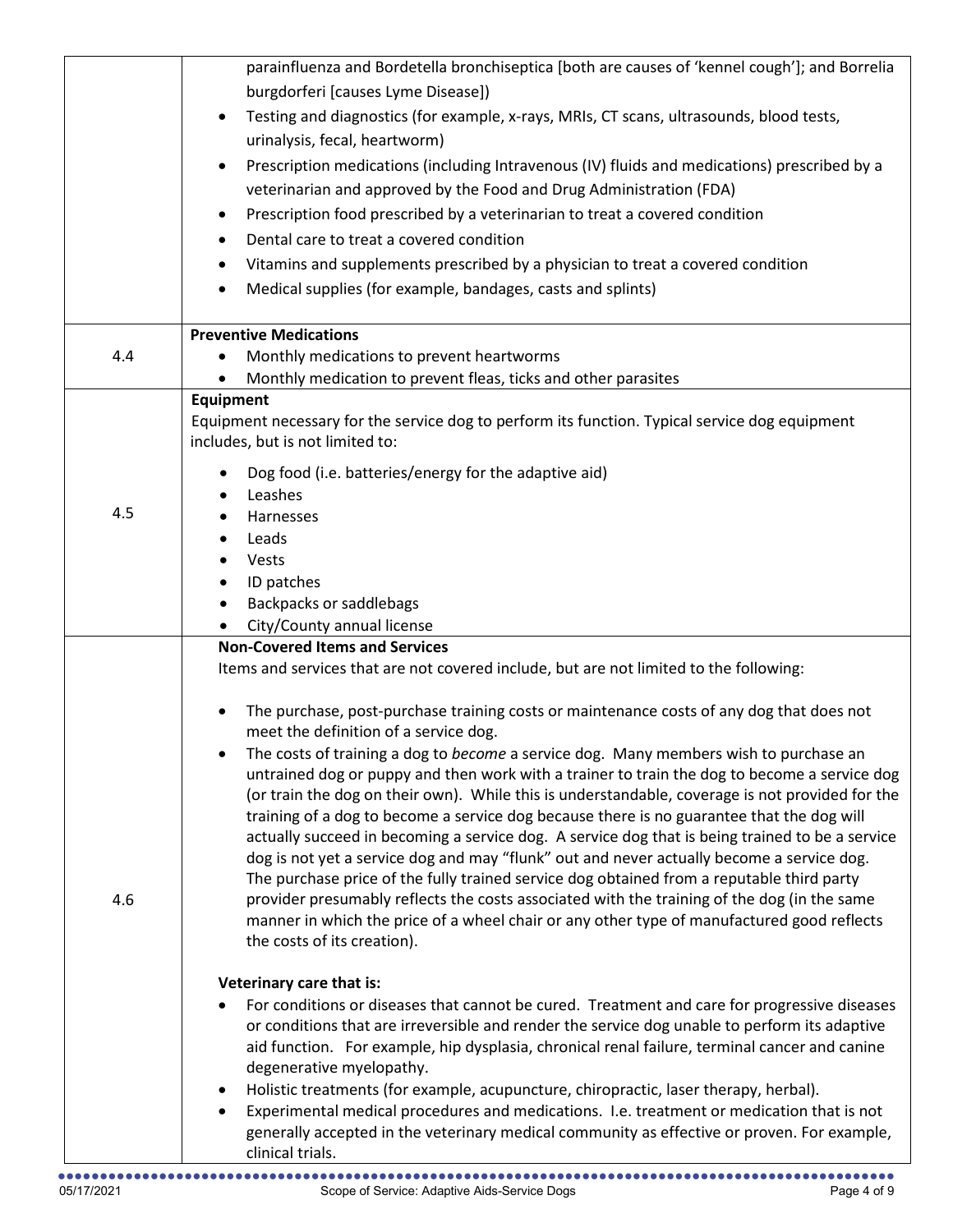| | |
|---|---|
| | parainfluenza and Bordetella bronchiseptica [both are causes of 'kennel cough']; and Borrelia burgdorferi [causes Lyme Disease])<br>• Testing and diagnostics (for example, x-rays, MRIs, CT scans, ultrasounds, blood tests, urinalysis, fecal, heartworm)<br>• Prescription medications (including Intravenous (IV) fluids and medications) prescribed by a veterinarian and approved by the Food and Drug Administration (FDA)<br>• Prescription food prescribed by a veterinarian to treat a covered condition<br>• Dental care to treat a covered condition<br>• Vitamins and supplements prescribed by a physician to treat a covered condition<br>• Medical supplies (for example, bandages, casts and splints) |
| 4.4 | **Preventive Medications**<br>• Monthly medications to prevent heartworms<br>• Monthly medication to prevent fleas, ticks and other parasites |
| 4.5 | **Equipment**<br>Equipment necessary for the service dog to perform its function. Typical service dog equipment includes, but is not limited to:<br>• Dog food (i.e. batteries/energy for the adaptive aid)<br>• Leashes<br>• Harnesses<br>• Leads<br>• Vests<br>• ID patches<br>• Backpacks or saddlebags<br>• City/County annual license |
| 4.6 | **Non-Covered Items and Services**<br>Items and services that are not covered include, but are not limited to the following:<br>• The purchase, post-purchase training costs or maintenance costs of any dog that does not meet the definition of a service dog.<br>• The costs of training a dog to *become* a service dog. Many members wish to purchase an untrained dog or puppy and then work with a trainer to train the dog to become a service dog (or train the dog on their own). While this is understandable, coverage is not provided for the training of a dog to become a service dog because there is no guarantee that the dog will actually succeed in becoming a service dog. A service dog that is being trained to be a service dog is not yet a service dog and may "flunk" out and never actually become a service dog. The purchase price of the fully trained service dog obtained from a reputable third party provider presumably reflects the costs associated with the training of the dog (in the same manner in which the price of a wheel chair or any other type of manufactured good reflects the costs of its creation).<br><br>**Veterinary care that is:**<br>• For conditions or diseases that cannot be cured. Treatment and care for progressive diseases or conditions that are irreversible and render the service dog unable to perform its adaptive aid function. For example, hip dysplasia, chronical renal failure, terminal cancer and canine degenerative myelopathy.<br>• Holistic treatments (for example, acupuncture, chiropractic, laser therapy, herbal).<br>• Experimental medical procedures and medications. I.e. treatment or medication that is not generally accepted in the veterinary medical community as effective or proven. For example, clinical trials. |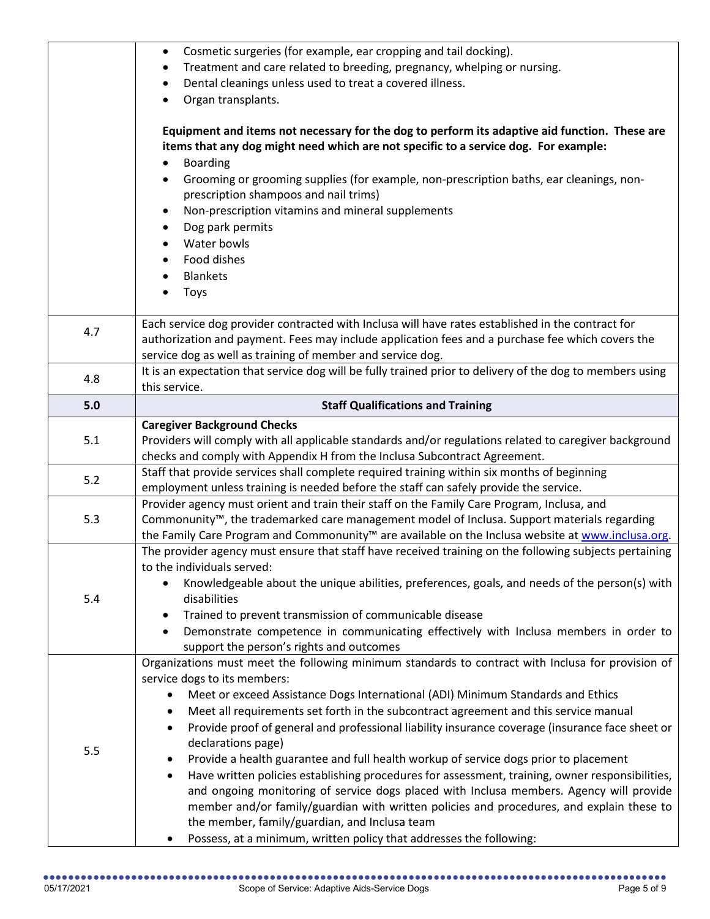| | |
|---|---|
| | • Cosmetic surgeries (for example, ear cropping and tail docking).<br>• Treatment and care related to breeding, pregnancy, whelping or nursing.<br>• Dental cleanings unless used to treat a covered illness.<br>• Organ transplants.<br><br>**Equipment and items not necessary for the dog to perform its adaptive aid function. These are items that any dog might need which are not specific to a service dog. For example:**<br>• Boarding<br>• Grooming or grooming supplies (for example, non-prescription baths, ear cleanings, non-prescription shampoos and nail trims)<br>• Non-prescription vitamins and mineral supplements<br>• Dog park permits<br>• Water bowls<br>• Food dishes<br>• Blankets<br>• Toys |
| 4.7 | Each service dog provider contracted with Inclusa will have rates established in the contract for authorization and payment. Fees may include application fees and a purchase fee which covers the service dog as well as training of member and service dog. |
| 4.8 | It is an expectation that service dog will be fully trained prior to delivery of the dog to members using this service. |
| **5.0** | **Staff Qualifications and Training** |
| 5.1 | **Caregiver Background Checks**<br>Providers will comply with all applicable standards and/or regulations related to caregiver background checks and comply with Appendix H from the Inclusa Subcontract Agreement. |
| 5.2 | Staff that provide services shall complete required training within six months of beginning employment unless training is needed before the staff can safely provide the service. |
| 5.3 | Provider agency must orient and train their staff on the Family Care Program, Inclusa, and Commonunity™, the trademarked care management model of Inclusa. Support materials regarding the Family Care Program and Commonunity™ are available on the Inclusa website at www.inclusa.org. |
| 5.4 | The provider agency must ensure that staff have received training on the following subjects pertaining to the individuals served:<br>• Knowledgeable about the unique abilities, preferences, goals, and needs of the person(s) with disabilities<br>• Trained to prevent transmission of communicable disease<br>• Demonstrate competence in communicating effectively with Inclusa members in order to support the person's rights and outcomes |
| 5.5 | Organizations must meet the following minimum standards to contract with Inclusa for provision of service dogs to its members:<br>• Meet or exceed Assistance Dogs International (ADI) Minimum Standards and Ethics<br>• Meet all requirements set forth in the subcontract agreement and this service manual<br>• Provide proof of general and professional liability insurance coverage (insurance face sheet or declarations page)<br>• Provide a health guarantee and full health workup of service dogs prior to placement<br>• Have written policies establishing procedures for assessment, training, owner responsibilities, and ongoing monitoring of service dogs placed with Inclusa members. Agency will provide member and/or family/guardian with written policies and procedures, and explain these to the member, family/guardian, and Inclusa team<br>• Possess, at a minimum, written policy that addresses the following: |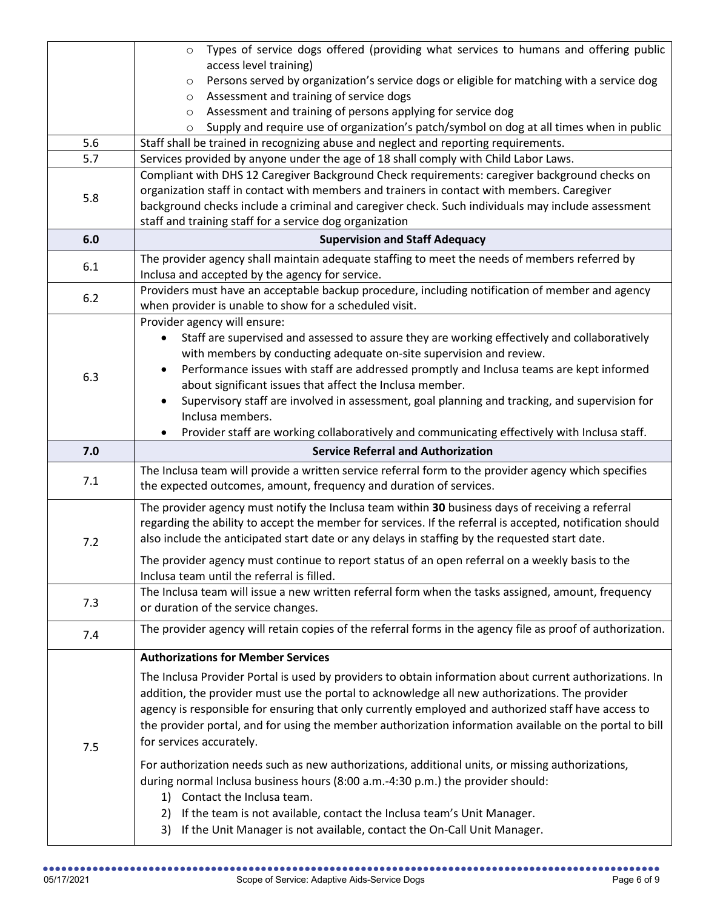| | |
|---|---|
| | ◦ Types of service dogs offered (providing what services to humans and offering public access level training)<br>◦ Persons served by organization's service dogs or eligible for matching with a service dog<br>◦ Assessment and training of service dogs<br>◦ Assessment and training of persons applying for service dog<br>◦ Supply and require use of organization's patch/symbol on dog at all times when in public |
| 5.6 | Staff shall be trained in recognizing abuse and neglect and reporting requirements. |
| 5.7 | Services provided by anyone under the age of 18 shall comply with Child Labor Laws. |
| 5.8 | Compliant with DHS 12 Caregiver Background Check requirements: caregiver background checks on organization staff in contact with members and trainers in contact with members. Caregiver background checks include a criminal and caregiver check. Such individuals may include assessment staff and training staff for a service dog organization |
| **6.0** | **Supervision and Staff Adequacy** |
| 6.1 | The provider agency shall maintain adequate staffing to meet the needs of members referred by Inclusa and accepted by the agency for service. |
| 6.2 | Providers must have an acceptable backup procedure, including notification of member and agency when provider is unable to show for a scheduled visit. |
| 6.3 | Provider agency will ensure:<br>• Staff are supervised and assessed to assure they are working effectively and collaboratively with members by conducting adequate on-site supervision and review.<br>• Performance issues with staff are addressed promptly and Inclusa teams are kept informed about significant issues that affect the Inclusa member.<br>• Supervisory staff are involved in assessment, goal planning and tracking, and supervision for Inclusa members.<br>• Provider staff are working collaboratively and communicating effectively with Inclusa staff. |
| **7.0** | **Service Referral and Authorization** |
| 7.1 | The Inclusa team will provide a written service referral form to the provider agency which specifies the expected outcomes, amount, frequency and duration of services. |
| 7.2 | The provider agency must notify the Inclusa team within **30** business days of receiving a referral regarding the ability to accept the member for services. If the referral is accepted, notification should also include the anticipated start date or any delays in staffing by the requested start date.<br><br>The provider agency must continue to report status of an open referral on a weekly basis to the Inclusa team until the referral is filled. |
| 7.3 | The Inclusa team will issue a new written referral form when the tasks assigned, amount, frequency or duration of the service changes. |
| 7.4 | The provider agency will retain copies of the referral forms in the agency file as proof of authorization. |
| 7.5 | **Authorizations for Member Services**<br><br>The Inclusa Provider Portal is used by providers to obtain information about current authorizations. In addition, the provider must use the portal to acknowledge all new authorizations. The provider agency is responsible for ensuring that only currently employed and authorized staff have access to the provider portal, and for using the member authorization information available on the portal to bill for services accurately.<br><br>For authorization needs such as new authorizations, additional units, or missing authorizations, during normal Inclusa business hours (8:00 a.m.-4:30 p.m.) the provider should:<br>1) Contact the Inclusa team.<br>2) If the team is not available, contact the Inclusa team's Unit Manager.<br>3) If the Unit Manager is not available, contact the On-Call Unit Manager. |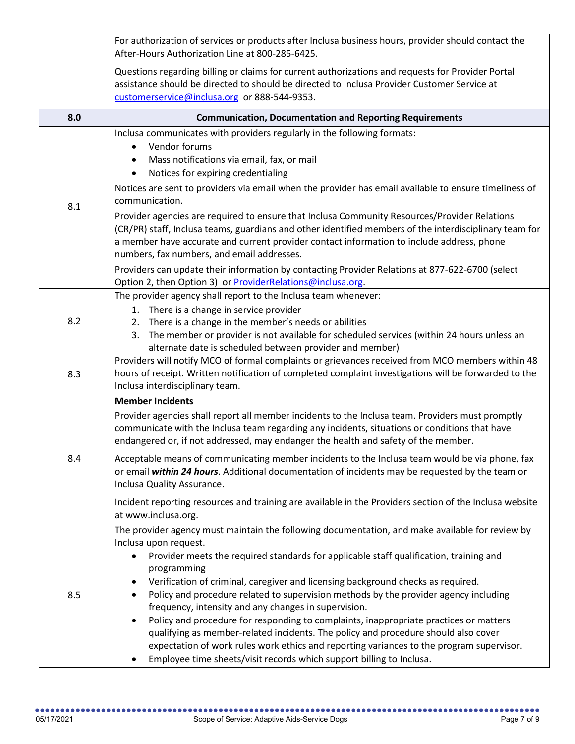| | |
|---|---|
| | For authorization of services or products after Inclusa business hours, provider should contact the After-Hours Authorization Line at 800-285-6425.<br><br>Questions regarding billing or claims for current authorizations and requests for Provider Portal assistance should be directed to should be directed to Inclusa Provider Customer Service at customerservice@inclusa.org or 888-544-9353. |
| **8.0** | **Communication, Documentation and Reporting Requirements** |
| 8.1 | Inclusa communicates with providers regularly in the following formats:<br>• Vendor forums<br>• Mass notifications via email, fax, or mail<br>• Notices for expiring credentialing<br><br>Notices are sent to providers via email when the provider has email available to ensure timeliness of communication.<br><br>Provider agencies are required to ensure that Inclusa Community Resources/Provider Relations (CR/PR) staff, Inclusa teams, guardians and other identified members of the interdisciplinary team for a member have accurate and current provider contact information to include address, phone numbers, fax numbers, and email addresses.<br><br>Providers can update their information by contacting Provider Relations at 877-622-6700 (select Option 2, then Option 3) or ProviderRelations@inclusa.org. |
| 8.2 | The provider agency shall report to the Inclusa team whenever:<br>1. There is a change in service provider<br>2. There is a change in the member's needs or abilities<br>3. The member or provider is not available for scheduled services (within 24 hours unless an alternate date is scheduled between provider and member) |
| 8.3 | Providers will notify MCO of formal complaints or grievances received from MCO members within 48 hours of receipt. Written notification of completed complaint investigations will be forwarded to the Inclusa interdisciplinary team. |
| 8.4 | **Member Incidents**<br><br>Provider agencies shall report all member incidents to the Inclusa team. Providers must promptly communicate with the Inclusa team regarding any incidents, situations or conditions that have endangered or, if not addressed, may endanger the health and safety of the member.<br><br>Acceptable means of communicating member incidents to the Inclusa team would be via phone, fax or email ***within 24 hours***. Additional documentation of incidents may be requested by the team or Inclusa Quality Assurance.<br><br>Incident reporting resources and training are available in the Providers section of the Inclusa website at www.inclusa.org. |
| 8.5 | The provider agency must maintain the following documentation, and make available for review by Inclusa upon request.<br>• Provider meets the required standards for applicable staff qualification, training and programming<br>• Verification of criminal, caregiver and licensing background checks as required.<br>• Policy and procedure related to supervision methods by the provider agency including frequency, intensity and any changes in supervision.<br>• Policy and procedure for responding to complaints, inappropriate practices or matters qualifying as member-related incidents. The policy and procedure should also cover expectation of work rules work ethics and reporting variances to the program supervisor.<br>• Employee time sheets/visit records which support billing to Inclusa. |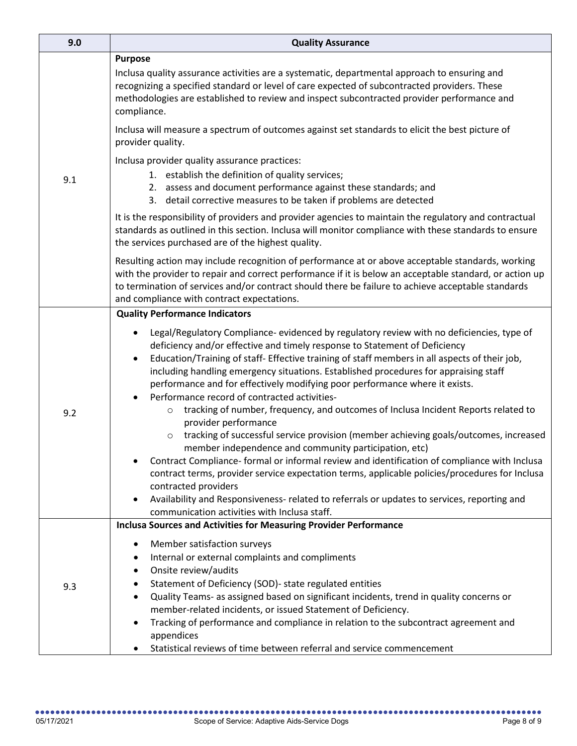| 9.0 | Quality Assurance |
|---|---|
| 9.1 | **Purpose**<br>Inclusa quality assurance activities are a systematic, departmental approach to ensuring and recognizing a specified standard or level of care expected of subcontracted providers. These methodologies are established to review and inspect subcontracted provider performance and compliance.<br><br>Inclusa will measure a spectrum of outcomes against set standards to elicit the best picture of provider quality.<br><br>Inclusa provider quality assurance practices:<br>1. establish the definition of quality services;<br>2. assess and document performance against these standards; and<br>3. detail corrective measures to be taken if problems are detected<br><br>It is the responsibility of providers and provider agencies to maintain the regulatory and contractual standards as outlined in this section. Inclusa will monitor compliance with these standards to ensure the services purchased are of the highest quality.<br><br>Resulting action may include recognition of performance at or above acceptable standards, working with the provider to repair and correct performance if it is below an acceptable standard, or action up to termination of services and/or contract should there be failure to achieve acceptable standards and compliance with contract expectations. |
| 9.2 | **Quality Performance Indicators**<br>• Legal/Regulatory Compliance- evidenced by regulatory review with no deficiencies, type of deficiency and/or effective and timely response to Statement of Deficiency<br>• Education/Training of staff- Effective training of staff members in all aspects of their job, including handling emergency situations. Established procedures for appraising staff performance and for effectively modifying poor performance where it exists.<br>• Performance record of contracted activities-<br>&nbsp;&nbsp;&nbsp;&nbsp;○ tracking of number, frequency, and outcomes of Inclusa Incident Reports related to provider performance<br>&nbsp;&nbsp;&nbsp;&nbsp;○ tracking of successful service provision (member achieving goals/outcomes, increased member independence and community participation, etc)<br>• Contract Compliance- formal or informal review and identification of compliance with Inclusa contract terms, provider service expectation terms, applicable policies/procedures for Inclusa contracted providers<br>• Availability and Responsiveness- related to referrals or updates to services, reporting and communication activities with Inclusa staff. |
| 9.3 | **Inclusa Sources and Activities for Measuring Provider Performance**<br>• Member satisfaction surveys<br>• Internal or external complaints and compliments<br>• Onsite review/audits<br>• Statement of Deficiency (SOD)- state regulated entities<br>• Quality Teams- as assigned based on significant incidents, trend in quality concerns or member-related incidents, or issued Statement of Deficiency.<br>• Tracking of performance and compliance in relation to the subcontract agreement and appendices<br>• Statistical reviews of time between referral and service commencement |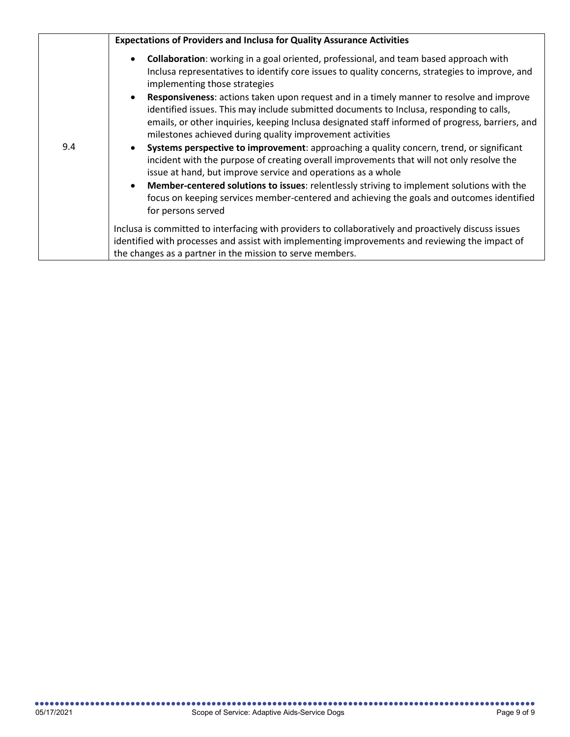| | |
|---|---|
| 9.4 | **Expectations of Providers and Inclusa for Quality Assurance Activities**<br><br>• **Collaboration**: working in a goal oriented, professional, and team based approach with Inclusa representatives to identify core issues to quality concerns, strategies to improve, and implementing those strategies<br>• **Responsiveness**: actions taken upon request and in a timely manner to resolve and improve identified issues. This may include submitted documents to Inclusa, responding to calls, emails, or other inquiries, keeping Inclusa designated staff informed of progress, barriers, and milestones achieved during quality improvement activities<br>• **Systems perspective to improvement**: approaching a quality concern, trend, or significant incident with the purpose of creating overall improvements that will not only resolve the issue at hand, but improve service and operations as a whole<br>• **Member-centered solutions to issues**: relentlessly striving to implement solutions with the focus on keeping services member-centered and achieving the goals and outcomes identified for persons served<br><br>Inclusa is committed to interfacing with providers to collaboratively and proactively discuss issues identified with processes and assist with implementing improvements and reviewing the impact of the changes as a partner in the mission to serve members. |